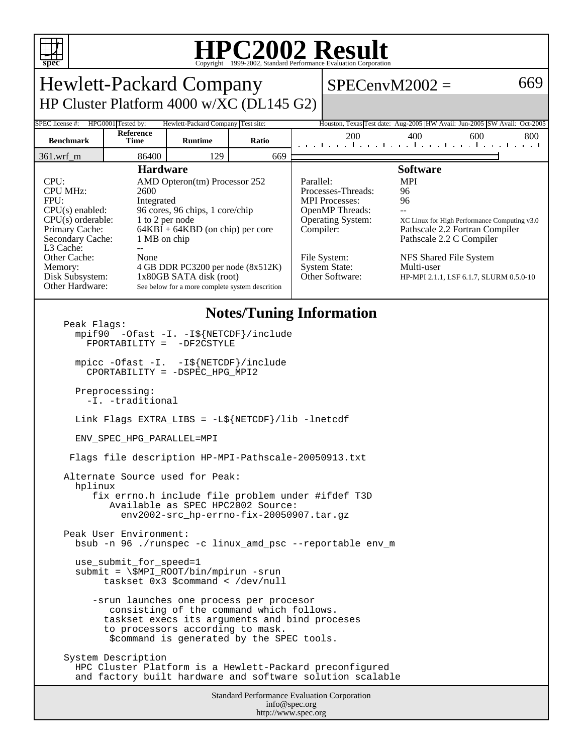# HPC2002 Result

Copyright 1999-2002, Standard Performance Evaluation Corporation

## Hewlett-Packard Company

HP Cluster Platform 4000 w/XC (DL145 G2)

**SPECenvM2002 = 669**

| SPEC license #: | HPG0001 | Tested by: | Hewlett-Packard Company | Test site: | Houston, Texas | Test date: | Aug-2005 | HW Avail: | Jun-2005 | SW Avail: | Oct-2005 |
|---|---|---|---|---|---|---|---|---|---|---|---|

| Benchmark | Reference Time | Runtime | Ratio |
|---|---|---|---|
| 361.wrf_m | 86400 | 129 | 669 |

### Hardware

| | |
|---|---|
| CPU: | AMD Opteron(tm) Processor 252 |
| CPU MHz: | 2600 |
| FPU: | Integrated |
| CPU(s) enabled: | 96 cores, 96 chips, 1 core/chip |
| CPU(s) orderable: | 1 to 2 per node |
| Primary Cache: | 64KBI + 64KBD (on chip) per core |
| Secondary Cache: | 1 MB on chip |
| L3 Cache: | -- |
| Other Cache: | None |
| Memory: | 4 GB DDR PC3200 per node (8x512K) |
| Disk Subsystem: | 1x80GB SATA disk (root) |
| Other Hardware: | See below for a more complete system descrition |

### Software

| | |
|---|---|
| Parallel: | MPI |
| Processes-Threads: | 96 |
| MPI Processes: | 96 |
| OpenMP Threads: | -- |
| Operating System: | XC Linux for High Performance Computing v3.0 |
| Compiler: | Pathscale 2.2 Fortran Compiler<br>Pathscale 2.2 C Compiler |
| File System: | NFS Shared File System |
| System State: | Multi-user |
| Other Software: | HP-MPI 2.1.1, LSF 6.1.7, SLURM 0.5.0-10 |

### Notes/Tuning Information

```
Peak Flags:
  mpif90  -Ofast -I. -I${NETCDF}/include
    FPORTABILITY =  -DF2CSTYLE

  mpicc -Ofast -I.  -I${NETCDF}/include
    CPORTABILITY = -DSPEC_HPG_MPI2

  Preprocessing:
    -I. -traditional

  Link Flags EXTRA_LIBS = -L${NETCDF}/lib -lnetcdf

  ENV_SPEC_HPG_PARALLEL=MPI

 Flags file description HP-MPI-Pathscale-20050913.txt

Alternate Source used for Peak:
  hplinux
     fix errno.h include file problem under #ifdef T3D
        Available as SPEC HPC2002 Source:
          env2002-src_hp-errno-fix-20050907.tar.gz

Peak User Environment:
  bsub -n 96 ./runspec -c linux_amd_psc --reportable env_m

  use_submit_for_speed=1
  submit = \$MPI_ROOT/bin/mpirun -srun
       taskset 0x3 $command < /dev/null

     -srun launches one process per procesor
        consisting of the command which follows.
       taskset execs its arguments and bind proceses
       to processors according to mask.
        $command is generated by the SPEC tools.

System Description
  HPC Cluster Platform is a Hewlett-Packard preconfigured
  and factory built hardware and software solution scalable
```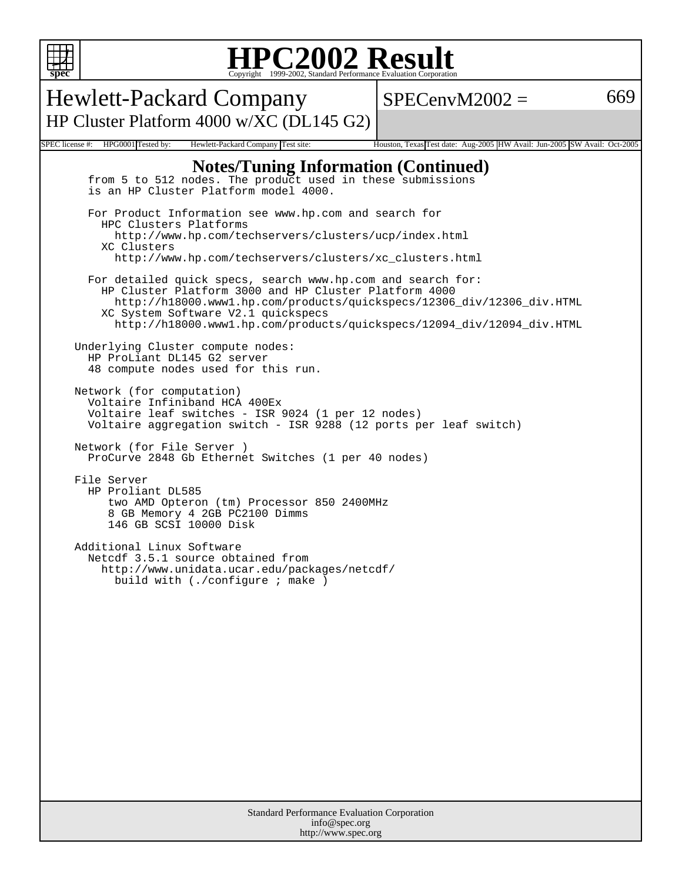# HPC2002 Result

Copyright 1999-2002, Standard Performance Evaluation Corporation

## Hewlett-Packard Company

HP Cluster Platform 4000 w/XC (DL145 G2)

SPECenvM2002 = 669

| SPEC license #: | HPG0001 | Tested by: | Hewlett-Packard Company | Test site: | Houston, Texas | Test date: | Aug-2005 | HW Avail: | Jun-2005 | SW Avail: | Oct-2005 |
|---|---|---|---|---|---|---|---|---|---|---|---|

### Notes/Tuning Information (Continued)

```
    from 5 to 512 nodes. The product used in these submissions
    is an HP Cluster Platform model 4000.

    For Product Information see www.hp.com and search for
      HPC Clusters Platforms
        http://www.hp.com/techservers/clusters/ucp/index.html
      XC Clusters
        http://www.hp.com/techservers/clusters/xc_clusters.html

    For detailed quick specs, search www.hp.com and search for:
      HP Cluster Platform 3000 and HP Cluster Platform 4000
        http://h18000.www1.hp.com/products/quickspecs/12306_div/12306_div.HTML
      XC System Software V2.1 quickspecs
        http://h18000.www1.hp.com/products/quickspecs/12094_div/12094_div.HTML

  Underlying Cluster compute nodes:
    HP ProLiant DL145 G2 server
    48 compute nodes used for this run.

  Network (for computation)
    Voltaire Infiniband HCA 400Ex
    Voltaire leaf switches - ISR 9024 (1 per 12 nodes)
    Voltaire aggregation switch - ISR 9288 (12 ports per leaf switch)

  Network (for File Server )
    ProCurve 2848 Gb Ethernet Switches (1 per 40 nodes)

  File Server
    HP Proliant DL585
       two AMD Opteron (tm) Processor 850 2400MHz
       8 GB Memory 4 2GB PC2100 Dimms
       146 GB SCSI 10000 Disk

  Additional Linux Software
    Netcdf 3.5.1 source obtained from
      http://www.unidata.ucar.edu/packages/netcdf/
        build with (./configure ; make )
```

Standard Performance Evaluation Corporation
info@spec.org
http://www.spec.org